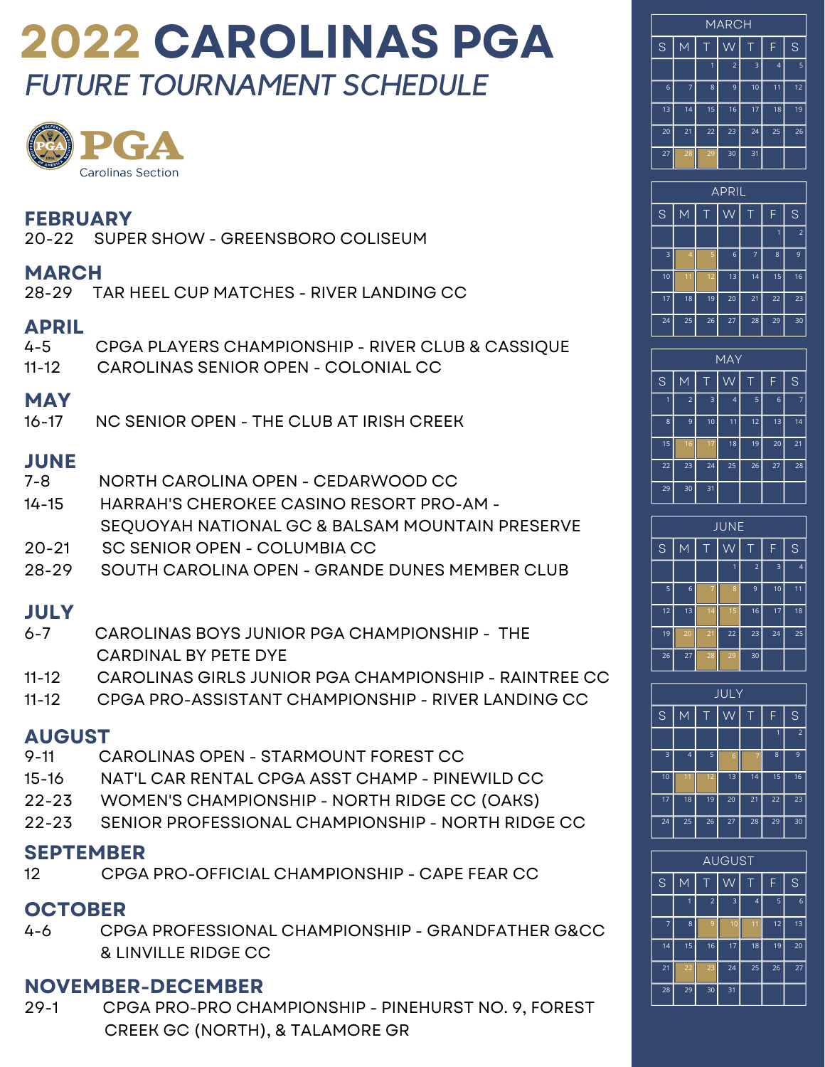# 2022 CAROLINAS PGA

## *FUTURE TOURNAMENT SCHEDULE*

PGA Carolinas Section

### FEBRUARY

20-22 SUPER SHOW - GREENSBORO COLISEUM

### MARCH

28-29 TAR HEEL CUP MATCHES - RIVER LANDING CC

### APRIL

4-5 CPGA PLAYERS CHAMPIONSHIP - RIVER CLUB & CASSIQUE

11-12 CAROLINAS SENIOR OPEN - COLONIAL CC

### MAY

16-17 NC SENIOR OPEN - THE CLUB AT IRISH CREEK

### JUNE

7-8 NORTH CAROLINA OPEN - CEDARWOOD CC

14-15 HARRAH'S CHEROKEE CASINO RESORT PRO-AM - SEQUOYAH NATIONAL GC & BALSAM MOUNTAIN PRESERVE

20-21 SC SENIOR OPEN - COLUMBIA CC

28-29 SOUTH CAROLINA OPEN - GRANDE DUNES MEMBER CLUB

### JULY

6-7 CAROLINAS BOYS JUNIOR PGA CHAMPIONSHIP - THE CARDINAL BY PETE DYE

11-12 CAROLINAS GIRLS JUNIOR PGA CHAMPIONSHIP - RAINTREE CC

11-12 CPGA PRO-ASSISTANT CHAMPIONSHIP - RIVER LANDING CC

### AUGUST

9-11 CAROLINAS OPEN - STARMOUNT FOREST CC

15-16 NAT'L CAR RENTAL CPGA ASST CHAMP - PINEWILD CC

22-23 WOMEN'S CHAMPIONSHIP - NORTH RIDGE CC (OAKS)

22-23 SENIOR PROFESSIONAL CHAMPIONSHIP - NORTH RIDGE CC

### SEPTEMBER

12 CPGA PRO-OFFICIAL CHAMPIONSHIP - CAPE FEAR CC

### OCTOBER

4-6 CPGA PROFESSIONAL CHAMPIONSHIP - GRANDFATHER G&CC & LINVILLE RIDGE CC

### NOVEMBER-DECEMBER

29-1 CPGA PRO-PRO CHAMPIONSHIP - PINEHURST NO. 9, FOREST CREEK GC (NORTH), & TALAMORE GR

| MARCH | | | | | | |
|---|---|---|---|---|---|---|
| S | M | T | W | T | F | S |
| | | 1 | 2 | 3 | 4 | 5 |
| 6 | 7 | 8 | 9 | 10 | 11 | 12 |
| 13 | 14 | 15 | 16 | 17 | 18 | 19 |
| 20 | 21 | 22 | 23 | 24 | 25 | 26 |
| 27 | 28 | 29 | 30 | 31 | | |

| APRIL | | | | | | |
|---|---|---|---|---|---|---|
| S | M | T | W | T | F | S |
| | | | | | 1 | 2 |
| 3 | 4 | 5 | 6 | 7 | 8 | 9 |
| 10 | 11 | 12 | 13 | 14 | 15 | 16 |
| 17 | 18 | 19 | 20 | 21 | 22 | 23 |
| 24 | 25 | 26 | 27 | 28 | 29 | 30 |

| MAY | | | | | | |
|---|---|---|---|---|---|---|
| S | M | T | W | T | F | S |
| 1 | 2 | 3 | 4 | 5 | 6 | 7 |
| 8 | 9 | 10 | 11 | 12 | 13 | 14 |
| 15 | 16 | 17 | 18 | 19 | 20 | 21 |
| 22 | 23 | 24 | 25 | 26 | 27 | 28 |
| 29 | 30 | 31 | | | | |

| JUNE | | | | | | |
|---|---|---|---|---|---|---|
| S | M | T | W | T | F | S |
| | | | 1 | 2 | 3 | 4 |
| 5 | 6 | 7 | 8 | 9 | 10 | 11 |
| 12 | 13 | 14 | 15 | 16 | 17 | 18 |
| 19 | 20 | 21 | 22 | 23 | 24 | 25 |
| 26 | 27 | 28 | 29 | 30 | | |

| JULY | | | | | | |
|---|---|---|---|---|---|---|
| S | M | T | W | T | F | S |
| | | | | | 1 | 2 |
| 3 | 4 | 5 | 6 | 7 | 8 | 9 |
| 10 | 11 | 12 | 13 | 14 | 15 | 16 |
| 17 | 18 | 19 | 20 | 21 | 22 | 23 |
| 24 | 25 | 26 | 27 | 28 | 29 | 30 |

| AUGUST | | | | | | |
|---|---|---|---|---|---|---|
| S | M | T | W | T | F | S |
| | 1 | 2 | 3 | 4 | 5 | 6 |
| 7 | 8 | 9 | 10 | 11 | 12 | 13 |
| 14 | 15 | 16 | 17 | 18 | 19 | 20 |
| 21 | 22 | 23 | 24 | 25 | 26 | 27 |
| 28 | 29 | 30 | 31 | | | |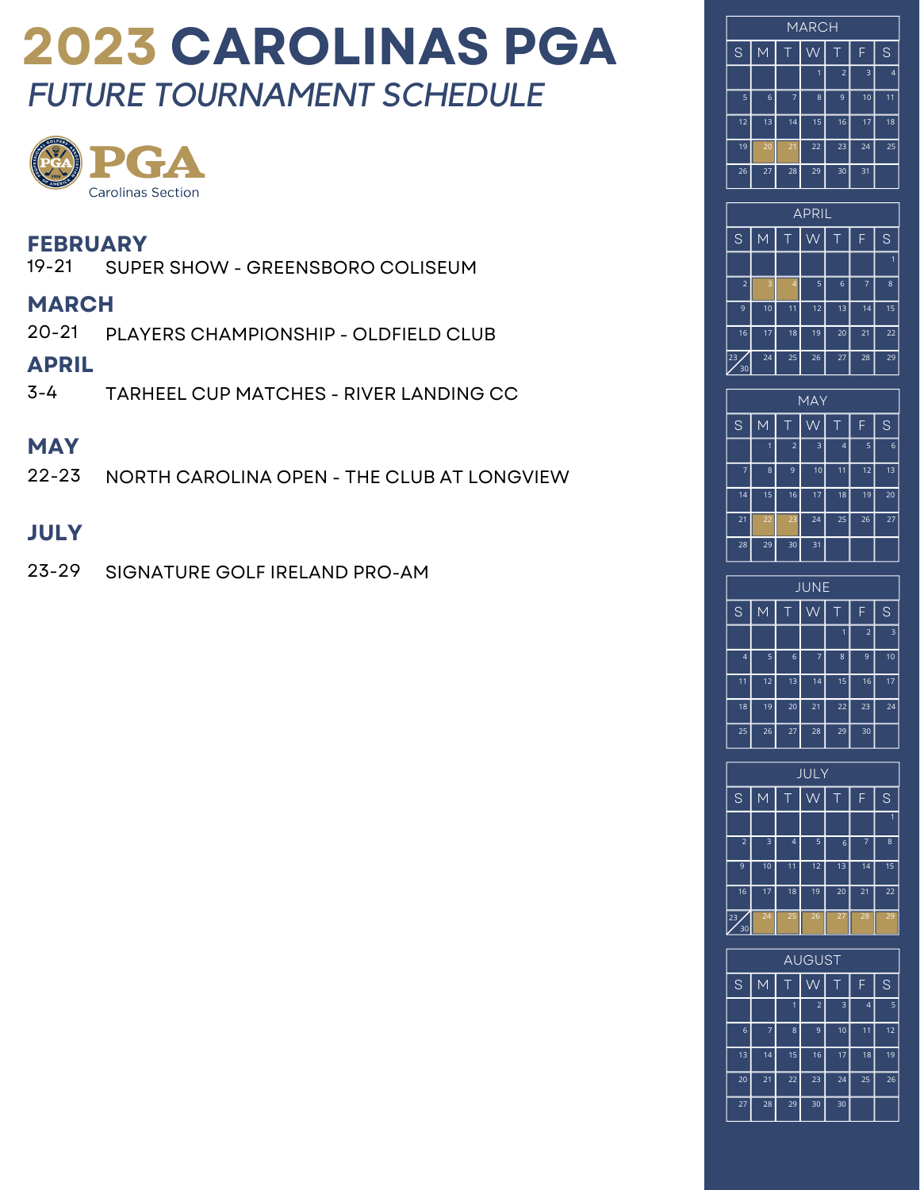# 2023 CAROLINAS PGA

## *FUTURE TOURNAMENT SCHEDULE*

PGA
Carolinas Section

### FEBRUARY

19-21 SUPER SHOW - GREENSBORO COLISEUM

### MARCH

20-21 PLAYERS CHAMPIONSHIP - OLDFIELD CLUB

### APRIL

3-4 TARHEEL CUP MATCHES - RIVER LANDING CC

### MAY

22-23 NORTH CAROLINA OPEN - THE CLUB AT LONGVIEW

### JULY

23-29 SIGNATURE GOLF IRELAND PRO-AM

**MARCH**

| S | M | T | W | T | F | S |
|---|---|---|---|---|---|---|
| | | | 1 | 2 | 3 | 4 |
| 5 | 6 | 7 | 8 | 9 | 10 | 11 |
| 12 | 13 | 14 | 15 | 16 | 17 | 18 |
| 19 | 20 | 21 | 22 | 23 | 24 | 25 |
| 26 | 27 | 28 | 29 | 30 | 31 | |

**APRIL**

| S | M | T | W | T | F | S |
|---|---|---|---|---|---|---|
| | | | | | | 1 |
| 2 | 3 | 4 | 5 | 6 | 7 | 8 |
| 9 | 10 | 11 | 12 | 13 | 14 | 15 |
| 16 | 17 | 18 | 19 | 20 | 21 | 22 |
| 23/30 | 24 | 25 | 26 | 27 | 28 | 29 |

**MAY**

| S | M | T | W | T | F | S |
|---|---|---|---|---|---|---|
| | 1 | 2 | 3 | 4 | 5 | 6 |
| 7 | 8 | 9 | 10 | 11 | 12 | 13 |
| 14 | 15 | 16 | 17 | 18 | 19 | 20 |
| 21 | 22 | 23 | 24 | 25 | 26 | 27 |
| 28 | 29 | 30 | 31 | | | |

**JUNE**

| S | M | T | W | T | F | S |
|---|---|---|---|---|---|---|
| | | | | 1 | 2 | 3 |
| 4 | 5 | 6 | 7 | 8 | 9 | 10 |
| 11 | 12 | 13 | 14 | 15 | 16 | 17 |
| 18 | 19 | 20 | 21 | 22 | 23 | 24 |
| 25 | 26 | 27 | 28 | 29 | 30 | |

**JULY**

| S | M | T | W | T | F | S |
|---|---|---|---|---|---|---|
| | | | | | | 1 |
| 2 | 3 | 4 | 5 | 6 | 7 | 8 |
| 9 | 10 | 11 | 12 | 13 | 14 | 15 |
| 16 | 17 | 18 | 19 | 20 | 21 | 22 |
| 23/30 | 24 | 25 | 26 | 27 | 28 | 29 |

**AUGUST**

| S | M | T | W | T | F | S |
|---|---|---|---|---|---|---|
| | | 1 | 2 | 3 | 4 | 5 |
| 6 | 7 | 8 | 9 | 10 | 11 | 12 |
| 13 | 14 | 15 | 16 | 17 | 18 | 19 |
| 20 | 21 | 22 | 23 | 24 | 25 | 26 |
| 27 | 28 | 29 | 30 | 30 | | |